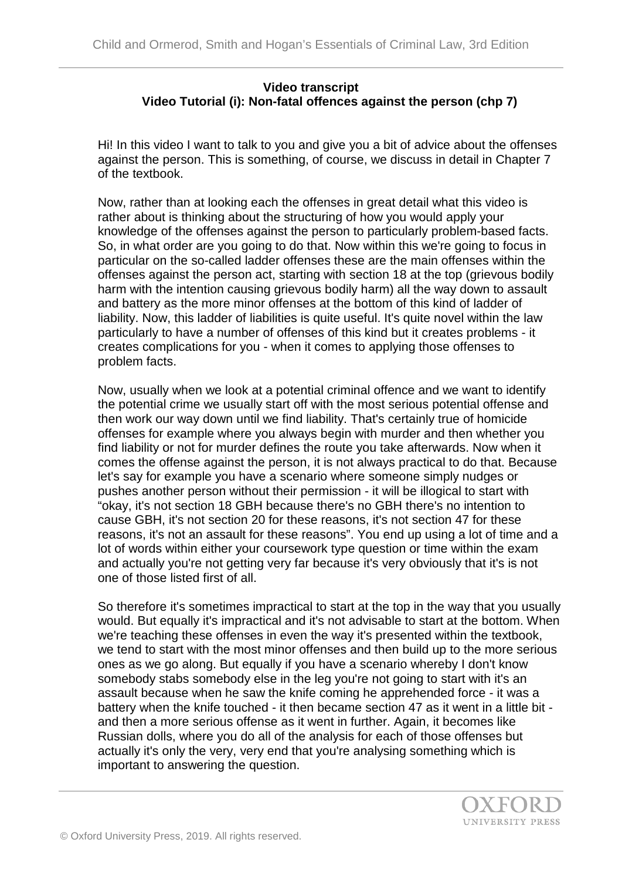**Video transcript**
**Video Tutorial (i): Non-fatal offences against the person (chp 7)**

Hi! In this video I want to talk to you and give you a bit of advice about the offenses against the person. This is something, of course, we discuss in detail in Chapter 7 of the textbook.

Now, rather than at looking each the offenses in great detail what this video is rather about is thinking about the structuring of how you would apply your knowledge of the offenses against the person to particularly problem-based facts. So, in what order are you going to do that. Now within this we're going to focus in particular on the so-called ladder offenses these are the main offenses within the offenses against the person act, starting with section 18 at the top (grievous bodily harm with the intention causing grievous bodily harm) all the way down to assault and battery as the more minor offenses at the bottom of this kind of ladder of liability. Now, this ladder of liabilities is quite useful. It's quite novel within the law particularly to have a number of offenses of this kind but it creates problems - it creates complications for you - when it comes to applying those offenses to problem facts.

Now, usually when we look at a potential criminal offence and we want to identify the potential crime we usually start off with the most serious potential offense and then work our way down until we find liability. That's certainly true of homicide offenses for example where you always begin with murder and then whether you find liability or not for murder defines the route you take afterwards. Now when it comes the offense against the person, it is not always practical to do that. Because let's say for example you have a scenario where someone simply nudges or pushes another person without their permission - it will be illogical to start with "okay, it's not section 18 GBH because there's no GBH there's no intention to cause GBH, it's not section 20 for these reasons, it's not section 47 for these reasons, it's not an assault for these reasons". You end up using a lot of time and a lot of words within either your coursework type question or time within the exam and actually you're not getting very far because it's very obviously that it's is not one of those listed first of all.

So therefore it's sometimes impractical to start at the top in the way that you usually would. But equally it's impractical and it's not advisable to start at the bottom. When we're teaching these offenses in even the way it's presented within the textbook, we tend to start with the most minor offenses and then build up to the more serious ones as we go along. But equally if you have a scenario whereby I don't know somebody stabs somebody else in the leg you're not going to start with it's an assault because when he saw the knife coming he apprehended force - it was a battery when the knife touched - it then became section 47 as it went in a little bit - and then a more serious offense as it went in further. Again, it becomes like Russian dolls, where you do all of the analysis for each of those offenses but actually it's only the very, very end that you're analysing something which is important to answering the question.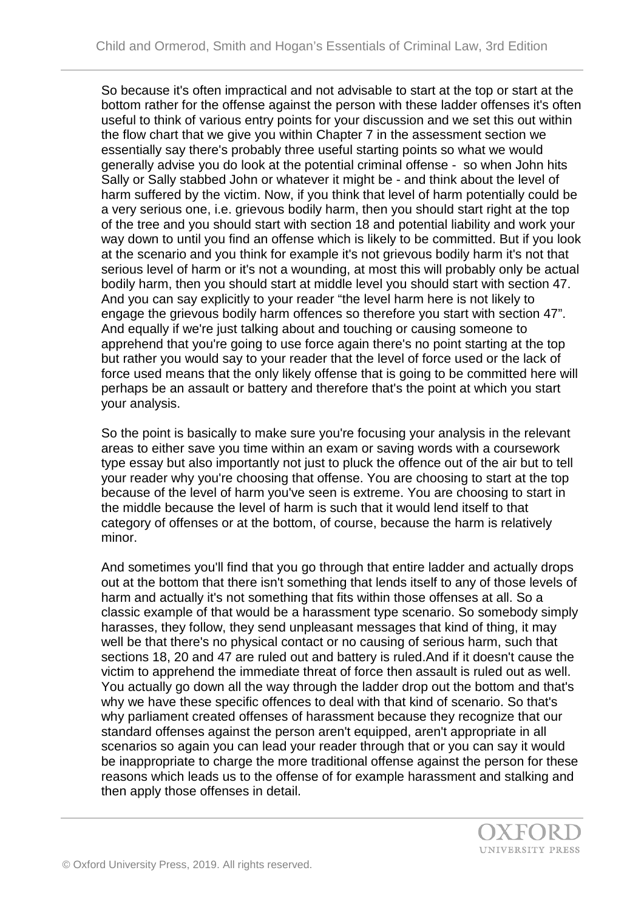So because it's often impractical and not advisable to start at the top or start at the bottom rather for the offense against the person with these ladder offenses it's often useful to think of various entry points for your discussion and we set this out within the flow chart that we give you within Chapter 7 in the assessment section we essentially say there's probably three useful starting points so what we would generally advise you do look at the potential criminal offense -  so when John hits Sally or Sally stabbed John or whatever it might be - and think about the level of harm suffered by the victim. Now, if you think that level of harm potentially could be a very serious one, i.e. grievous bodily harm, then you should start right at the top of the tree and you should start with section 18 and potential liability and work your way down to until you find an offense which is likely to be committed. But if you look at the scenario and you think for example it's not grievous bodily harm it's not that serious level of harm or it's not a wounding, at most this will probably only be actual bodily harm, then you should start at middle level you should start with section 47. And you can say explicitly to your reader "the level harm here is not likely to engage the grievous bodily harm offences so therefore you start with section 47". And equally if we're just talking about and touching or causing someone to apprehend that you're going to use force again there's no point starting at the top but rather you would say to your reader that the level of force used or the lack of force used means that the only likely offense that is going to be committed here will perhaps be an assault or battery and therefore that's the point at which you start your analysis.

So the point is basically to make sure you're focusing your analysis in the relevant areas to either save you time within an exam or saving words with a coursework type essay but also importantly not just to pluck the offence out of the air but to tell your reader why you're choosing that offense. You are choosing to start at the top because of the level of harm you've seen is extreme. You are choosing to start in the middle because the level of harm is such that it would lend itself to that category of offenses or at the bottom, of course, because the harm is relatively minor.

And sometimes you'll find that you go through that entire ladder and actually drops out at the bottom that there isn't something that lends itself to any of those levels of harm and actually it's not something that fits within those offenses at all. So a classic example of that would be a harassment type scenario. So somebody simply harasses, they follow, they send unpleasant messages that kind of thing, it may well be that there's no physical contact or no causing of serious harm, such that sections 18, 20 and 47 are ruled out and battery is ruled.And if it doesn't cause the victim to apprehend the immediate threat of force then assault is ruled out as well. You actually go down all the way through the ladder drop out the bottom and that's why we have these specific offences to deal with that kind of scenario. So that's why parliament created offenses of harassment because they recognize that our standard offenses against the person aren't equipped, aren't appropriate in all scenarios so again you can lead your reader through that or you can say it would be inappropriate to charge the more traditional offense against the person for these reasons which leads us to the offense of for example harassment and stalking and then apply those offenses in detail.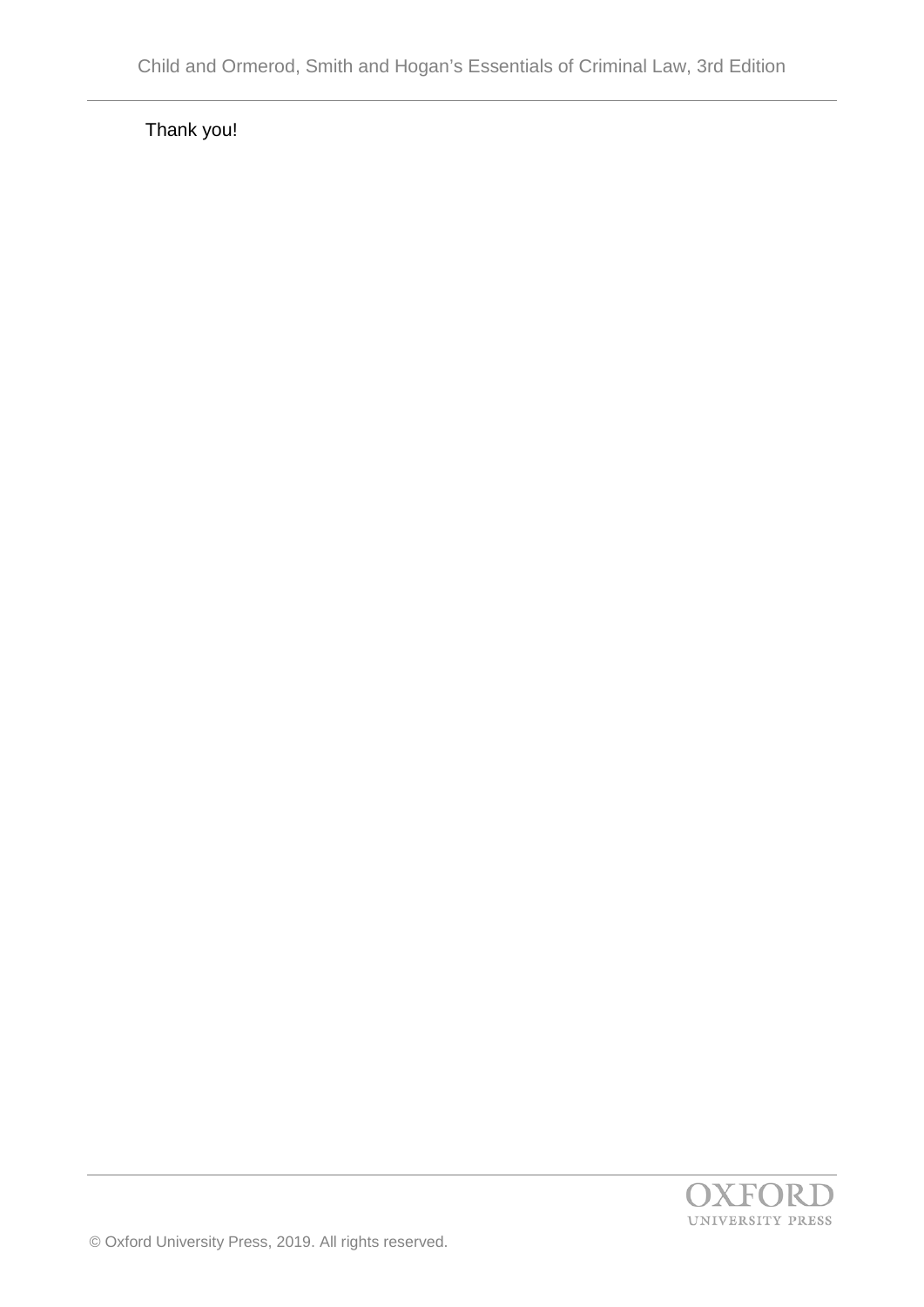Thank you!